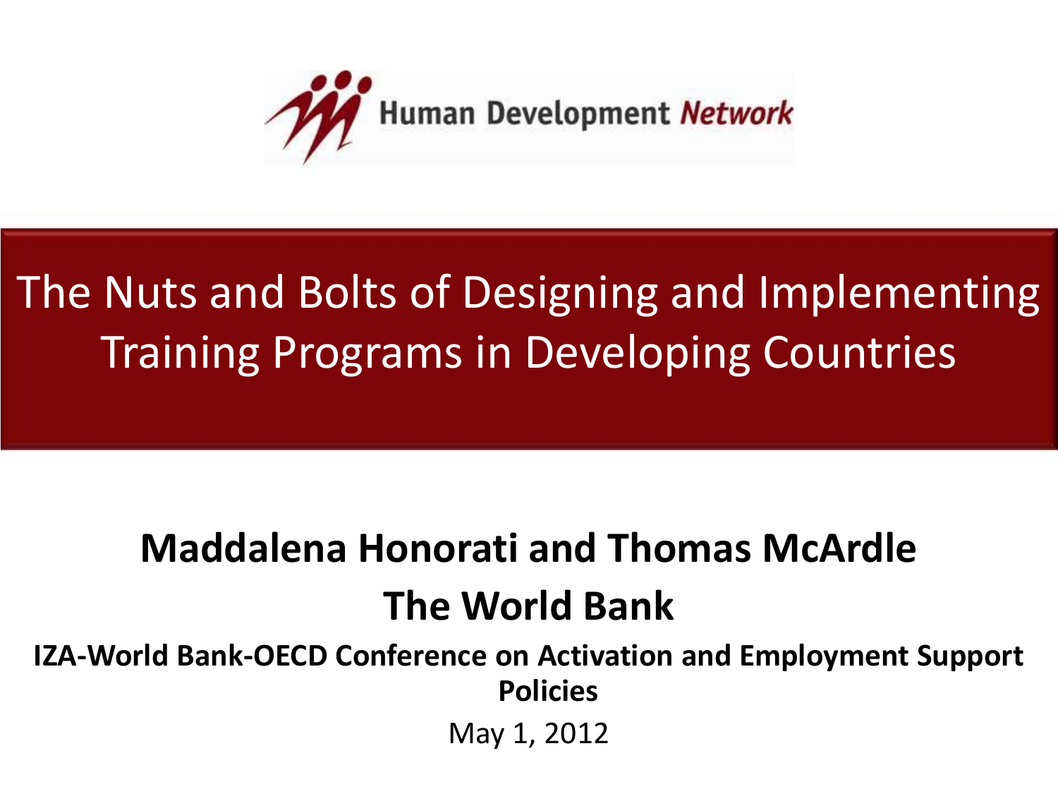Human Development *Network*

# The Nuts and Bolts of Designing and Implementing Training Programs in Developing Countries

**Maddalena Honorati and Thomas McArdle**

**The World Bank**

**IZA-World Bank-OECD Conference on Activation and Employment Support Policies**

May 1, 2012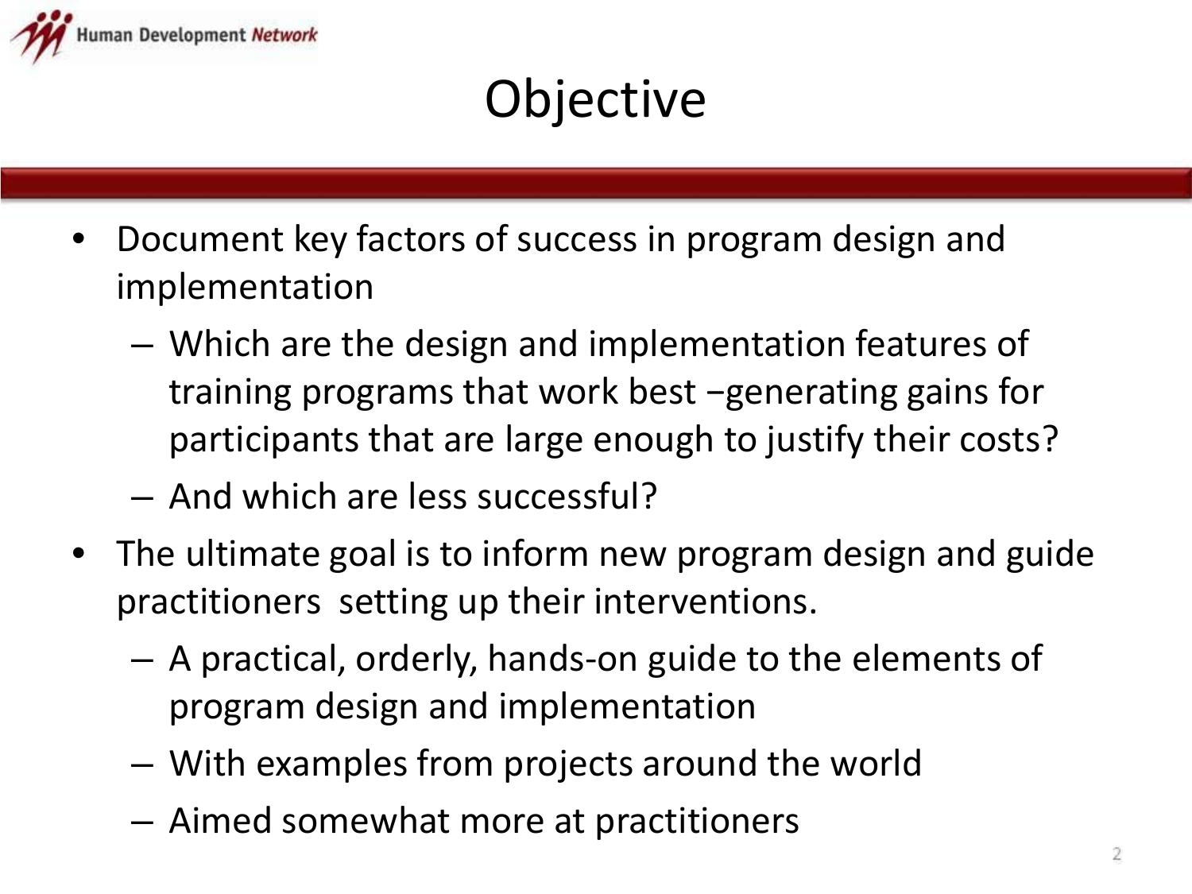# Objective

- Document key factors of success in program design and implementation
  - Which are the design and implementation features of training programs that work best −generating gains for participants that are large enough to justify their costs?
  - And which are less successful?
- The ultimate goal is to inform new program design and guide practitioners setting up their interventions.
  - A practical, orderly, hands-on guide to the elements of program design and implementation
  - With examples from projects around the world
  - Aimed somewhat more at practitioners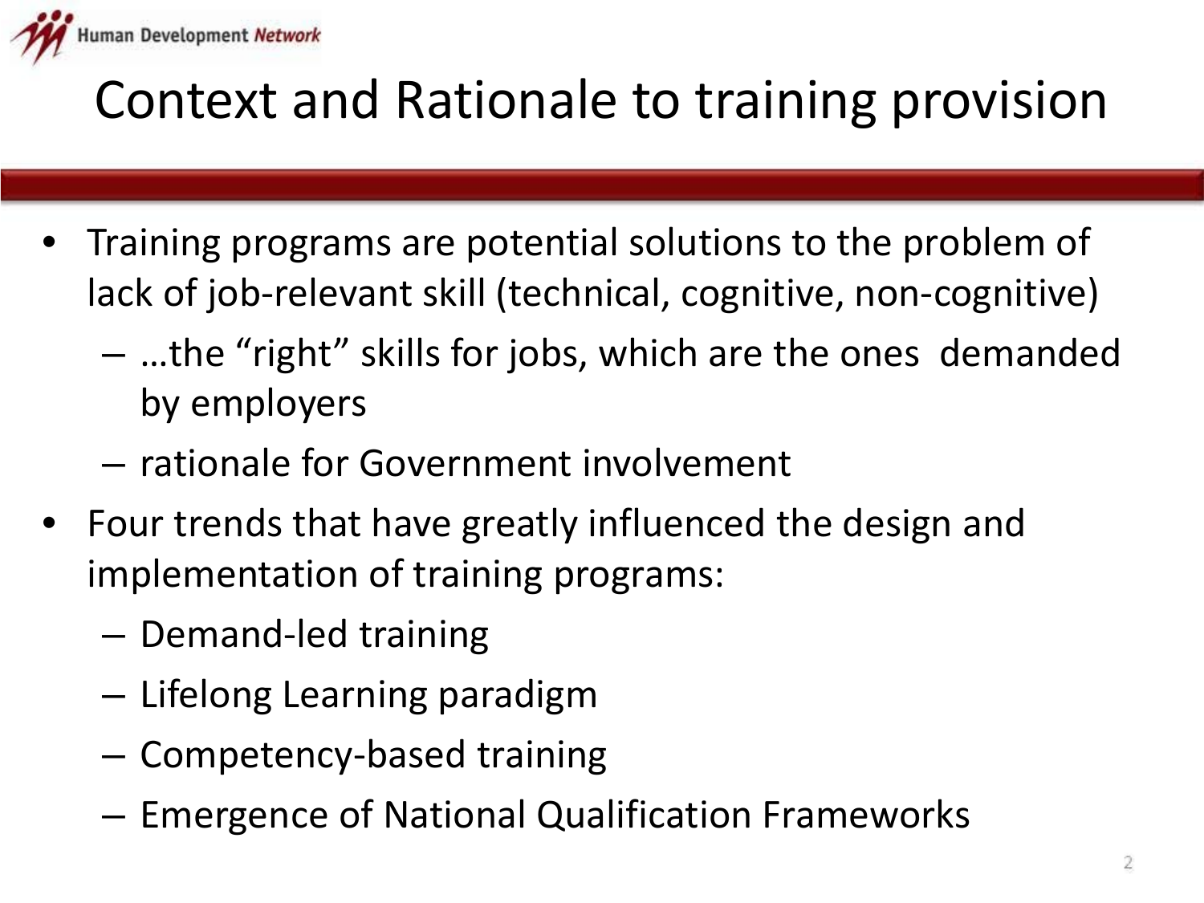# Context and Rationale to training provision

- Training programs are potential solutions to the problem of lack of job-relevant skill (technical, cognitive, non-cognitive)
  - …the "right" skills for jobs, which are the ones demanded by employers
  - rationale for Government involvement
- Four trends that have greatly influenced the design and implementation of training programs:
  - Demand-led training
  - Lifelong Learning paradigm
  - Competency-based training
  - Emergence of National Qualification Frameworks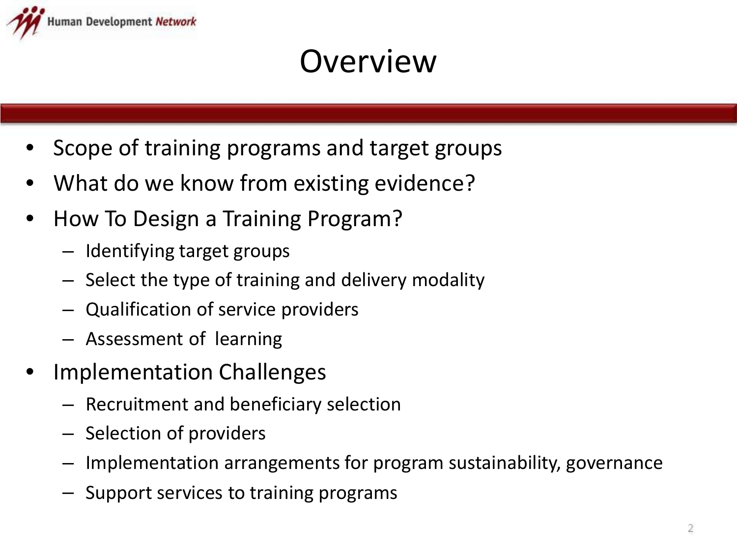# Overview

- Scope of training programs and target groups
- What do we know from existing evidence?
- How To Design a Training Program?
  - Identifying target groups
  - Select the type of training and delivery modality
  - Qualification of service providers
  - Assessment of learning
- Implementation Challenges
  - Recruitment and beneficiary selection
  - Selection of providers
  - Implementation arrangements for program sustainability, governance
  - Support services to training programs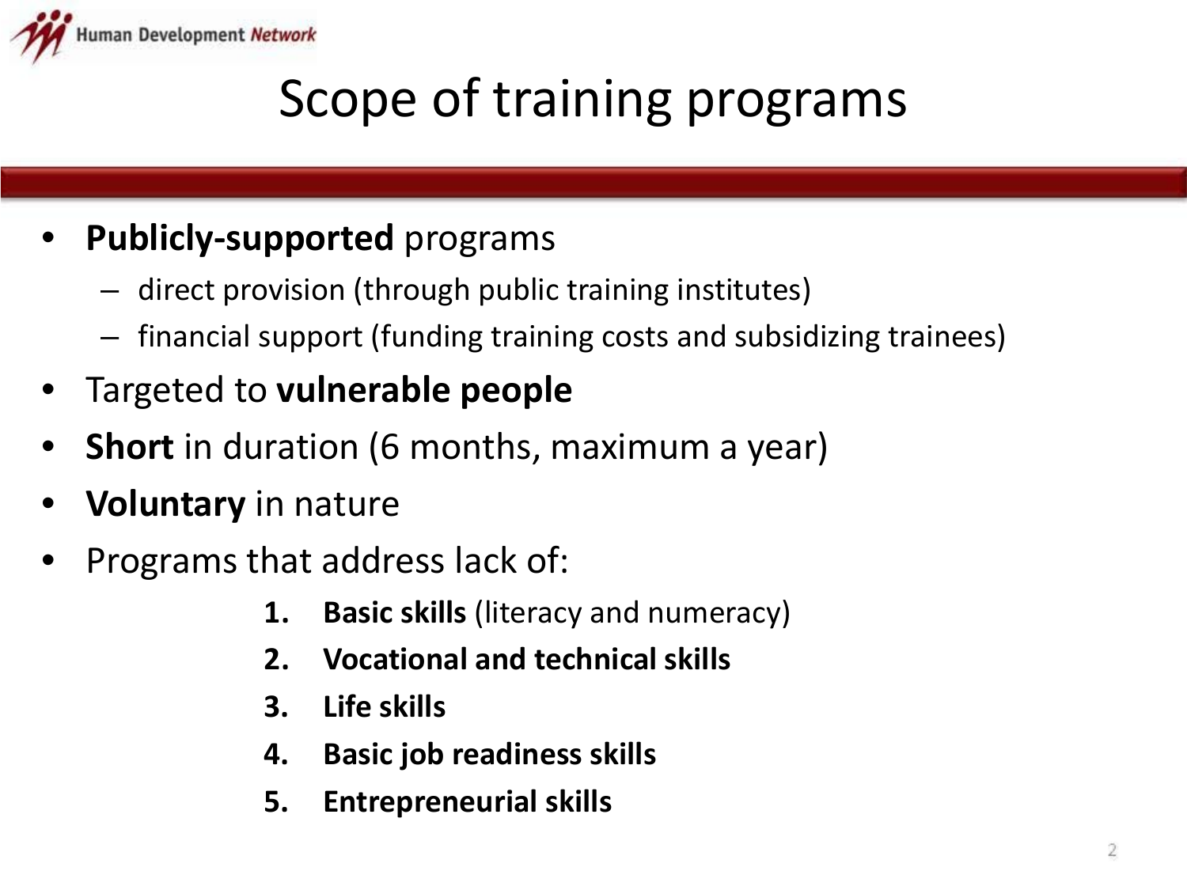# Scope of training programs

- **Publicly-supported** programs
  - direct provision (through public training institutes)
  - financial support (funding training costs and subsidizing trainees)
- Targeted to **vulnerable people**
- **Short** in duration (6 months, maximum a year)
- **Voluntary** in nature
- Programs that address lack of:
  1. **Basic skills** (literacy and numeracy)
  2. **Vocational and technical skills**
  3. **Life skills**
  4. **Basic job readiness skills**
  5. **Entrepreneurial skills**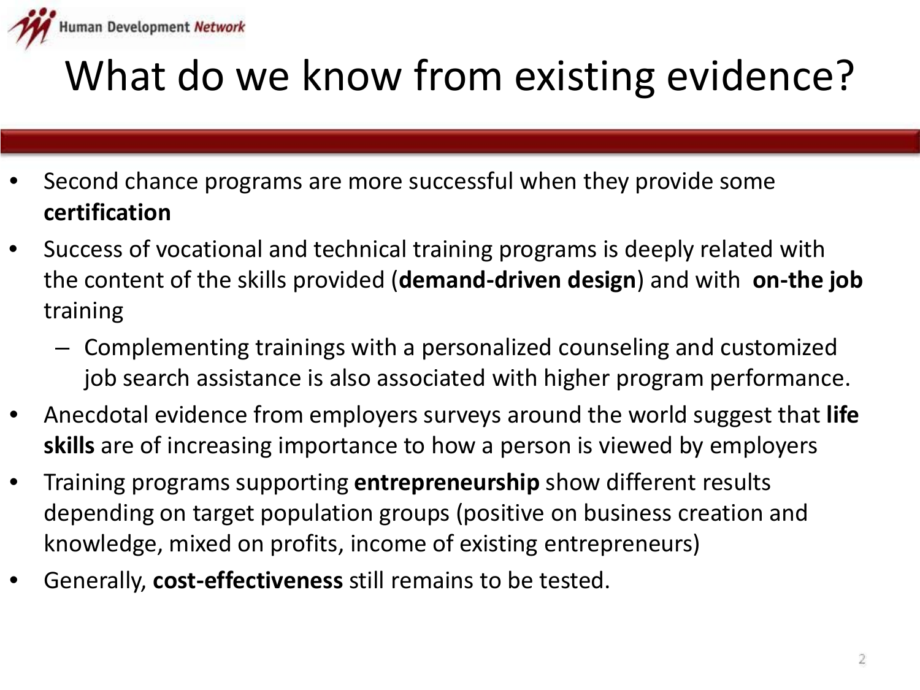# What do we know from existing evidence?

- Second chance programs are more successful when they provide some **certification**
- Success of vocational and technical training programs is deeply related with the content of the skills provided (**demand-driven design**) and with **on-the job** training
  - Complementing trainings with a personalized counseling and customized job search assistance is also associated with higher program performance.
- Anecdotal evidence from employers surveys around the world suggest that **life skills** are of increasing importance to how a person is viewed by employers
- Training programs supporting **entrepreneurship** show different results depending on target population groups (positive on business creation and knowledge, mixed on profits, income of existing entrepreneurs)
- Generally, **cost-effectiveness** still remains to be tested.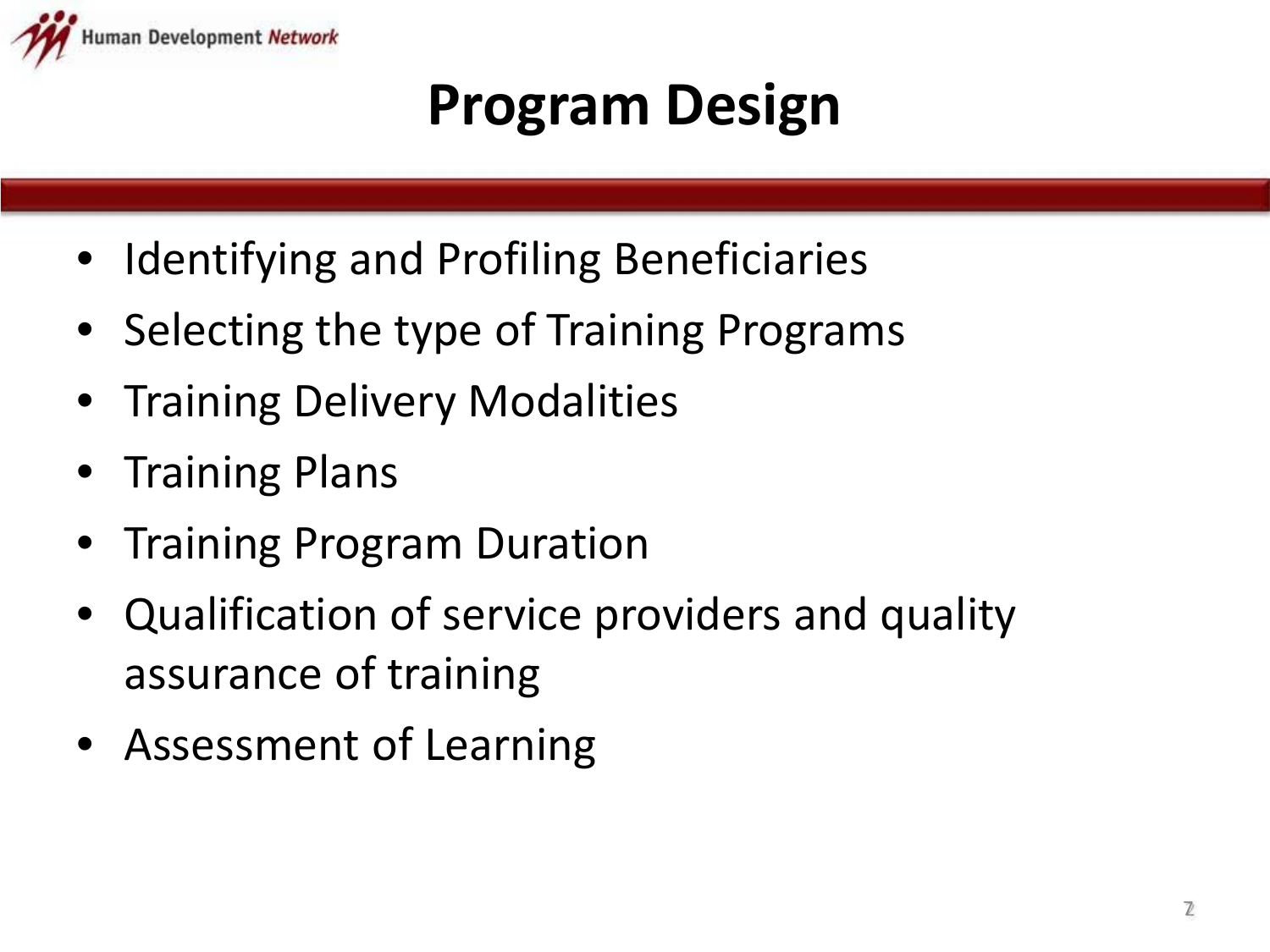# Program Design

- Identifying and Profiling Beneficiaries
- Selecting the type of Training Programs
- Training Delivery Modalities
- Training Plans
- Training Program Duration
- Qualification of service providers and quality assurance of training
- Assessment of Learning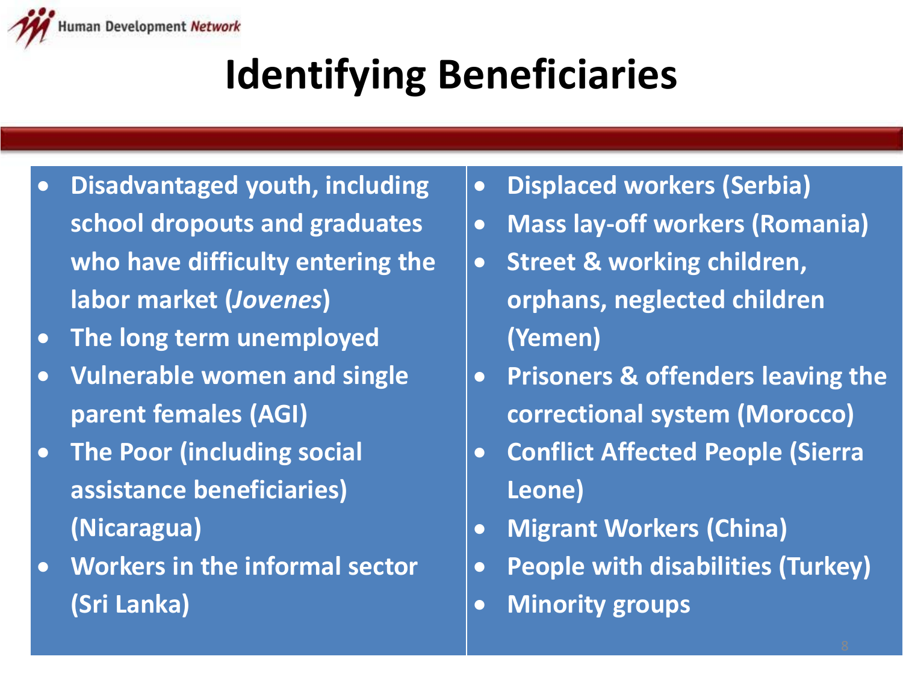# Identifying Beneficiaries

- Disadvantaged youth, including school dropouts and graduates who have difficulty entering the labor market (*Jovenes*)
- The long term unemployed
- Vulnerable women and single parent females (AGI)
- The Poor (including social assistance beneficiaries) (Nicaragua)
- Workers in the informal sector (Sri Lanka)
- Displaced workers (Serbia)
- Mass lay-off workers (Romania)
- Street & working children, orphans, neglected children (Yemen)
- Prisoners & offenders leaving the correctional system (Morocco)
- Conflict Affected People (Sierra Leone)
- Migrant Workers (China)
- People with disabilities (Turkey)
- Minority groups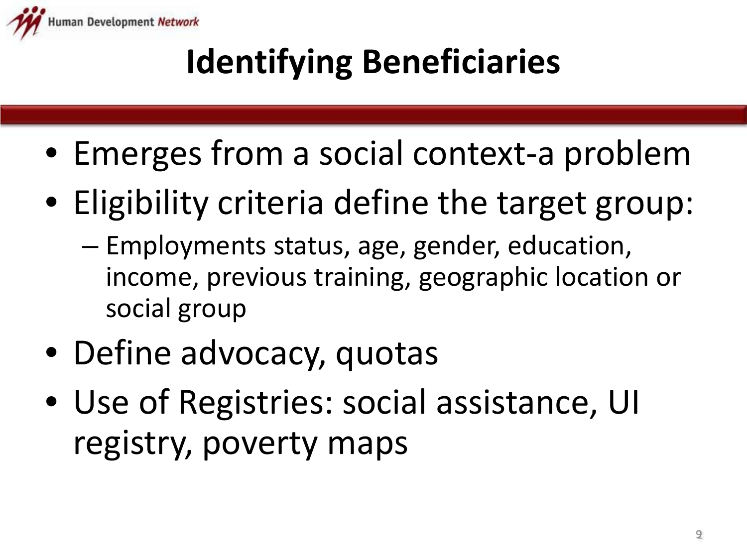# Identifying Beneficiaries

- Emerges from a social context-a problem
- Eligibility criteria define the target group:
  - Employments status, age, gender, education, income, previous training, geographic location or social group
- Define advocacy, quotas
- Use of Registries: social assistance, UI registry, poverty maps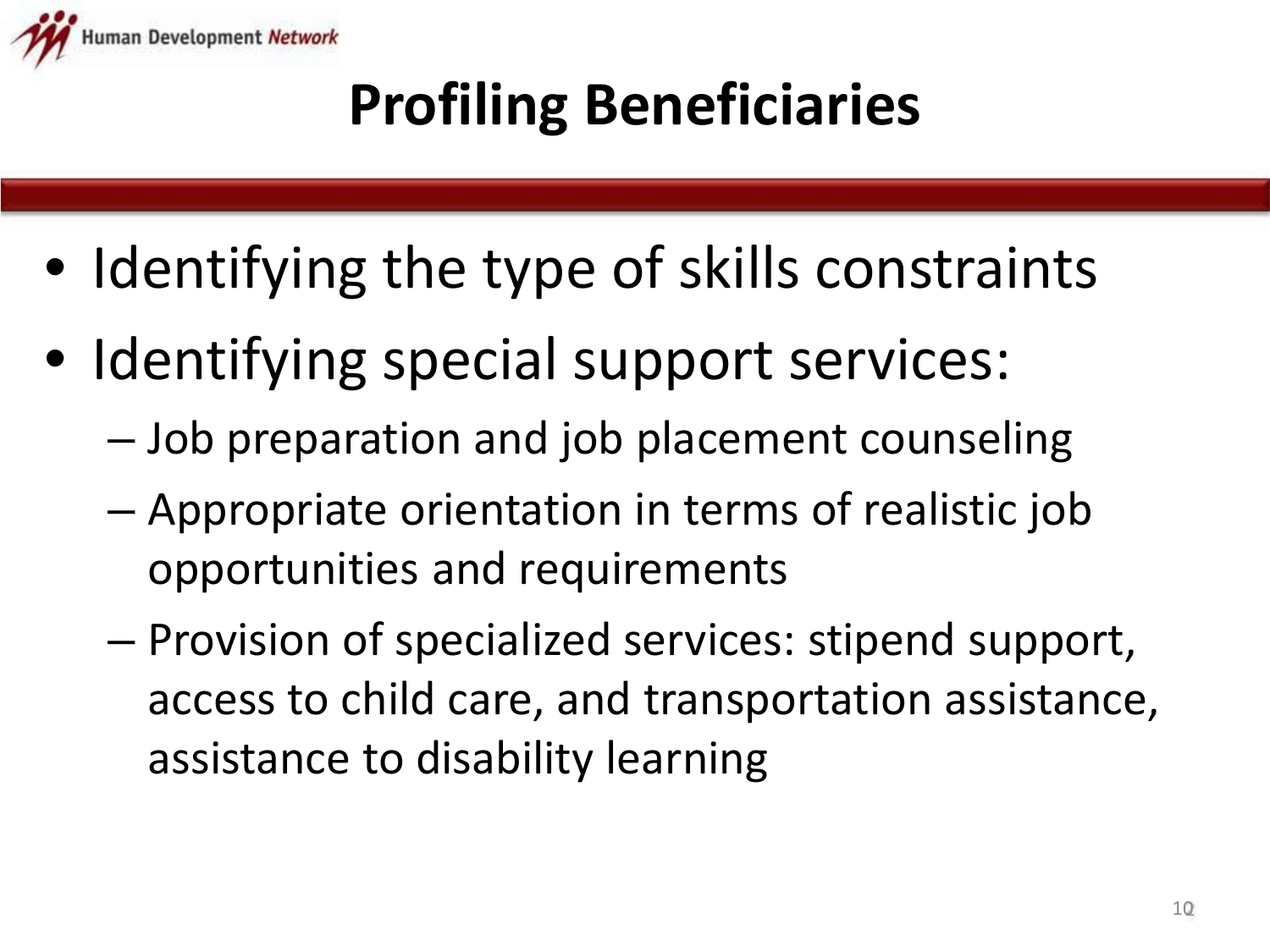# Profiling Beneficiaries

- Identifying the type of skills constraints
- Identifying special support services:
  - Job preparation and job placement counseling
  - Appropriate orientation in terms of realistic job opportunities and requirements
  - Provision of specialized services: stipend support, access to child care, and transportation assistance, assistance to disability learning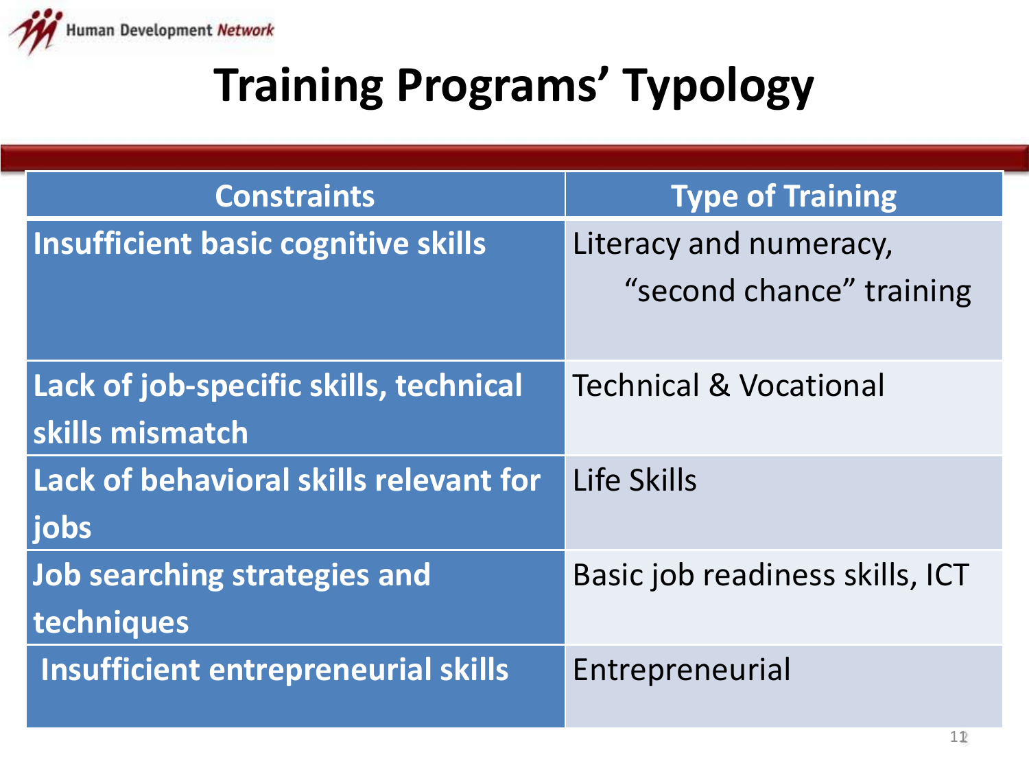# Training Programs' Typology

| Constraints | Type of Training |
|---|---|
| **Insufficient basic cognitive skills** | Literacy and numeracy, "second chance" training |
| **Lack of job-specific skills, technical skills mismatch** | Technical & Vocational |
| **Lack of behavioral skills relevant for jobs** | Life Skills |
| **Job searching strategies and techniques** | Basic job readiness skills, ICT |
| **Insufficient entrepreneurial skills** | Entrepreneurial |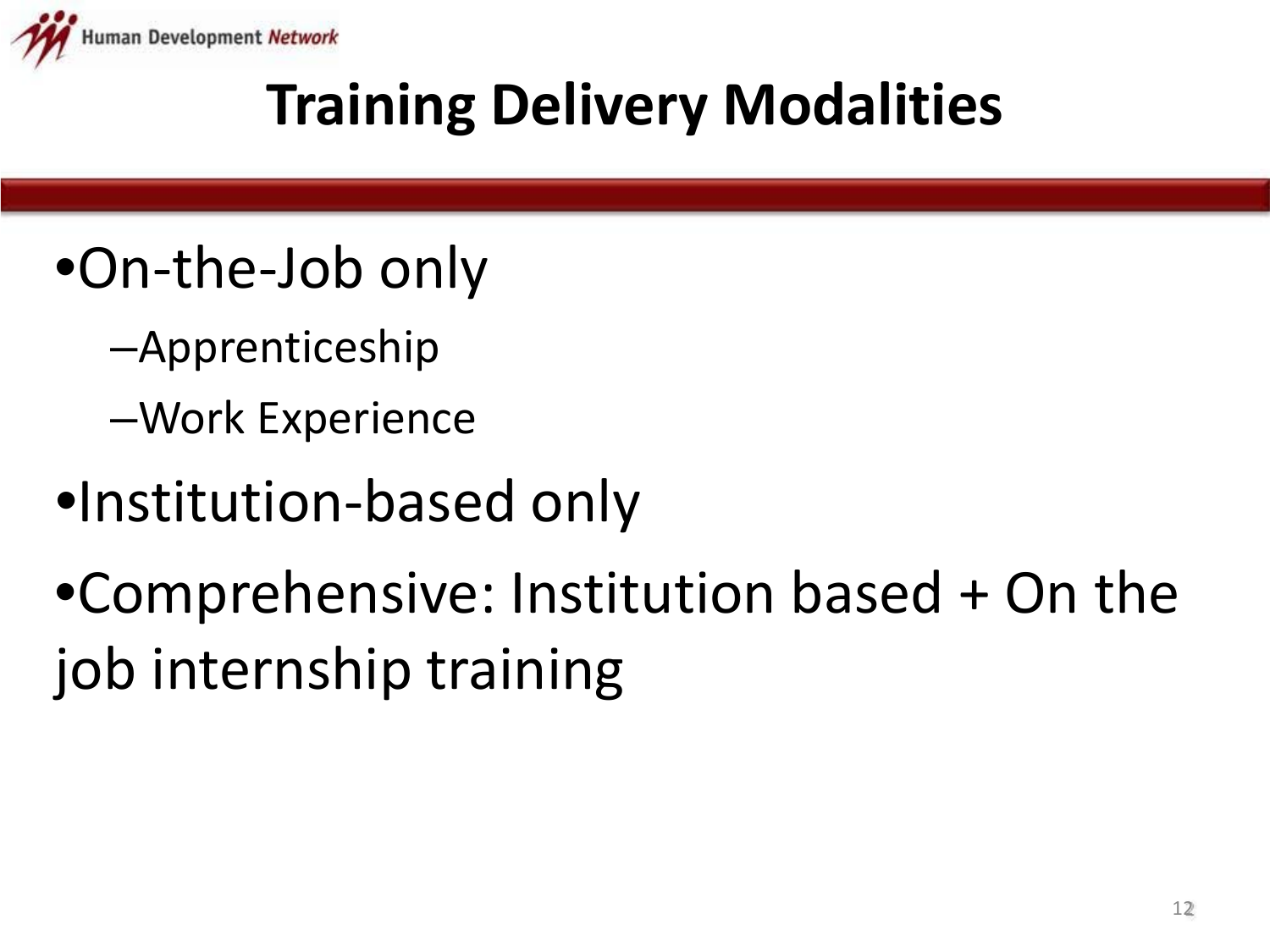# Training Delivery Modalities

- On-the-Job only
  - Apprenticeship
  - Work Experience
- Institution-based only
- Comprehensive: Institution based + On the job internship training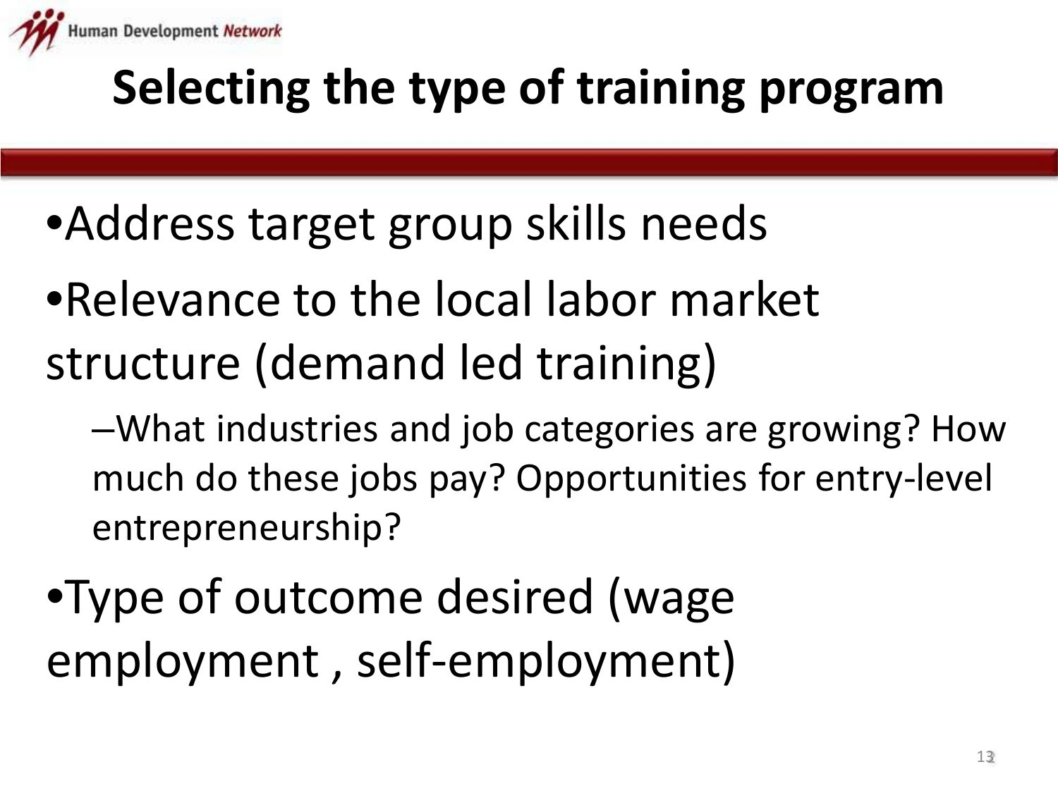# Selecting the type of training program

- Address target group skills needs
- Relevance to the local labor market structure (demand led training)
  - What industries and job categories are growing? How much do these jobs pay? Opportunities for entry-level entrepreneurship?
- Type of outcome desired (wage employment , self-employment)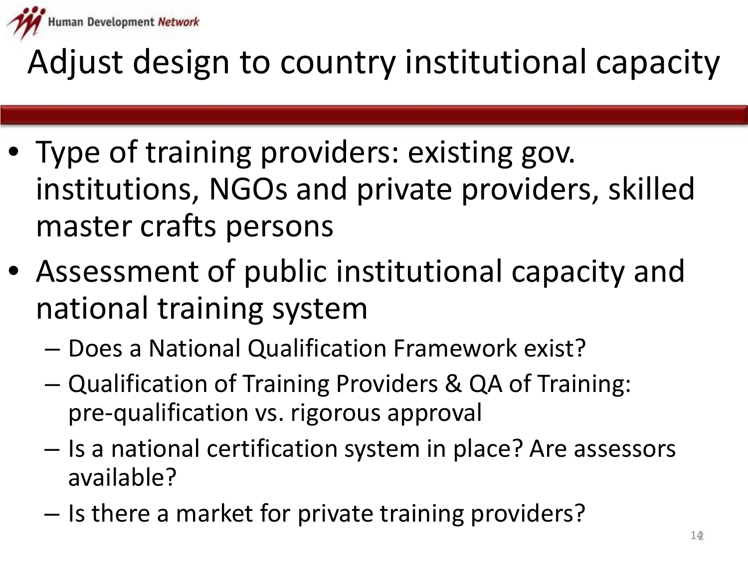# Adjust design to country institutional capacity

- Type of training providers: existing gov. institutions, NGOs and private providers, skilled master crafts persons
- Assessment of public institutional capacity and national training system
  - Does a National Qualification Framework exist?
  - Qualification of Training Providers & QA of Training: pre-qualification vs. rigorous approval
  - Is a national certification system in place? Are assessors available?
  - Is there a market for private training providers?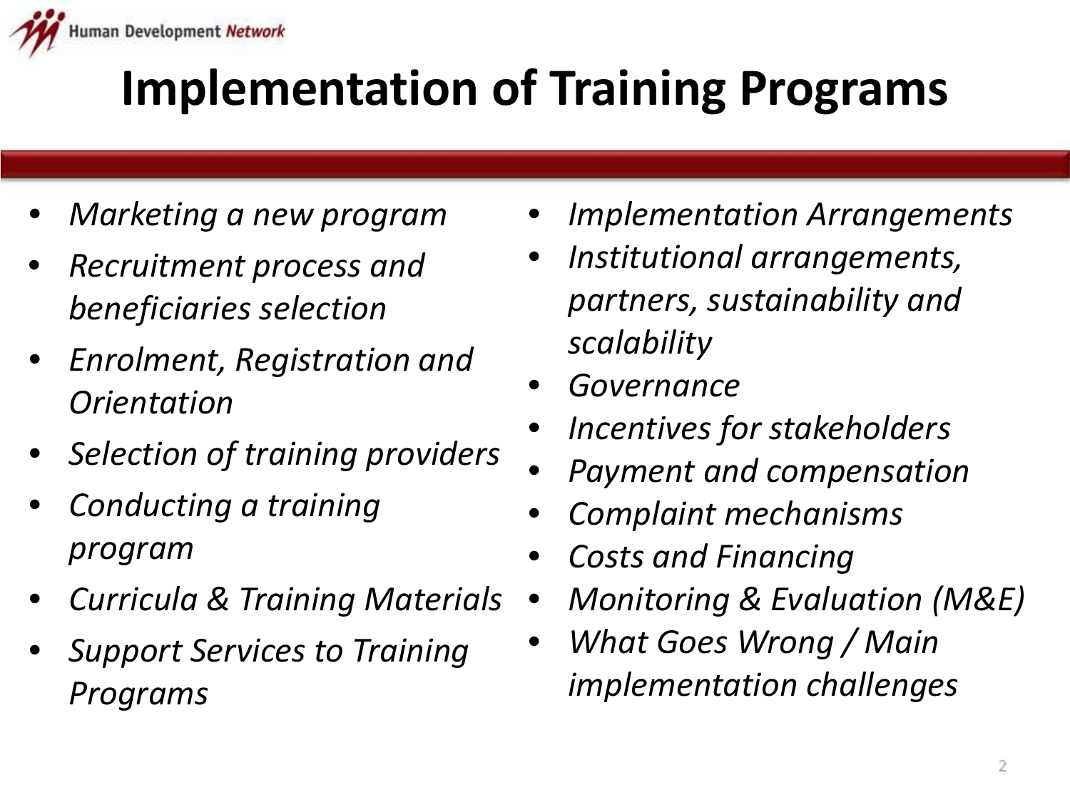# Implementation of Training Programs

- *Marketing a new program*
- *Recruitment process and beneficiaries selection*
- *Enrolment, Registration and Orientation*
- *Selection of training providers*
- *Conducting a training program*
- *Curricula & Training Materials*
- *Support Services to Training Programs*
- *Implementation Arrangements*
- *Institutional arrangements, partners, sustainability and scalability*
- *Governance*
- *Incentives for stakeholders*
- *Payment and compensation*
- *Complaint mechanisms*
- *Costs and Financing*
- *Monitoring & Evaluation (M&E)*
- *What Goes Wrong / Main implementation challenges*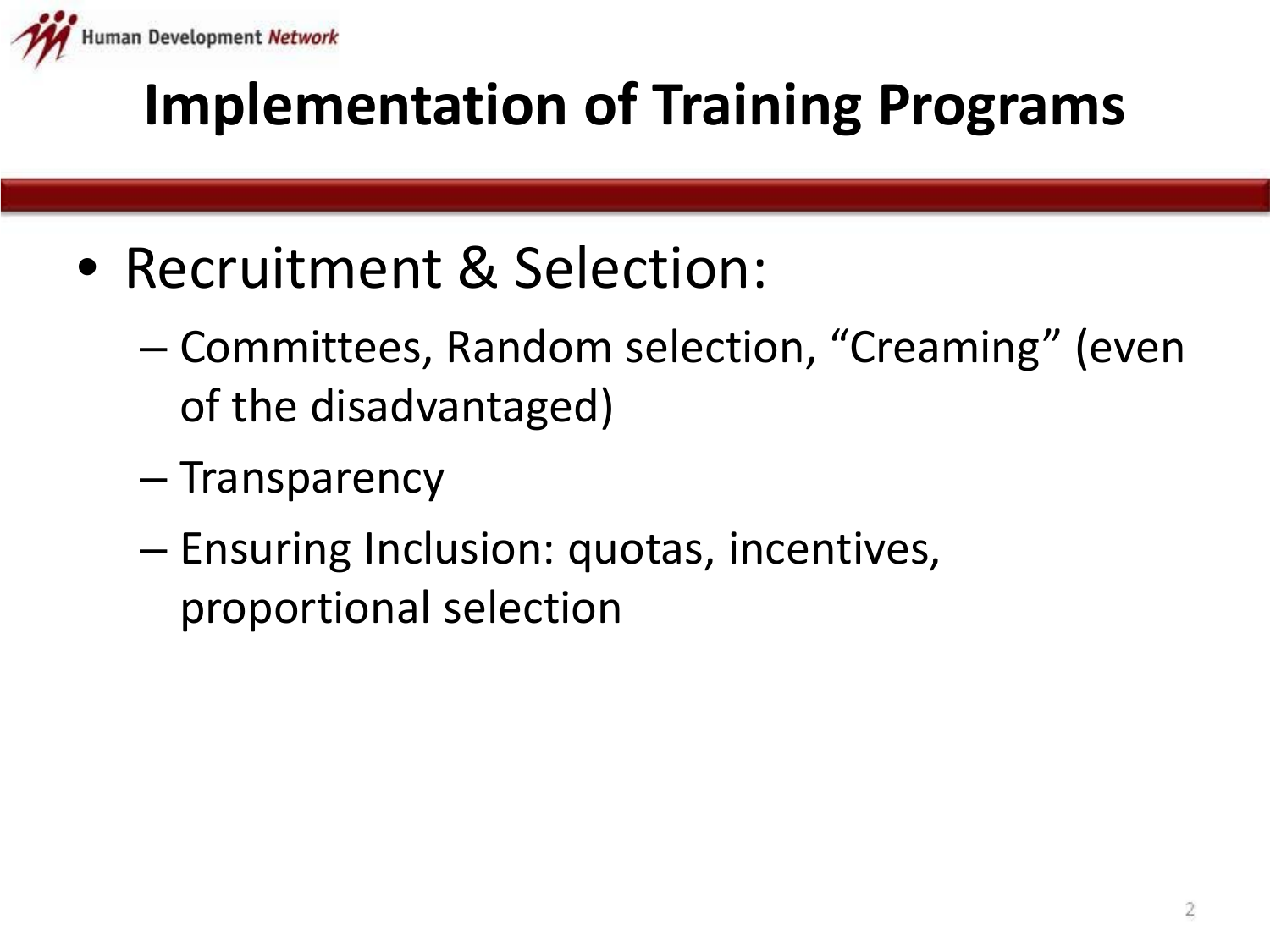# Implementation of Training Programs

- Recruitment & Selection:
  - Committees, Random selection, “Creaming” (even of the disadvantaged)
  - Transparency
  - Ensuring Inclusion: quotas, incentives, proportional selection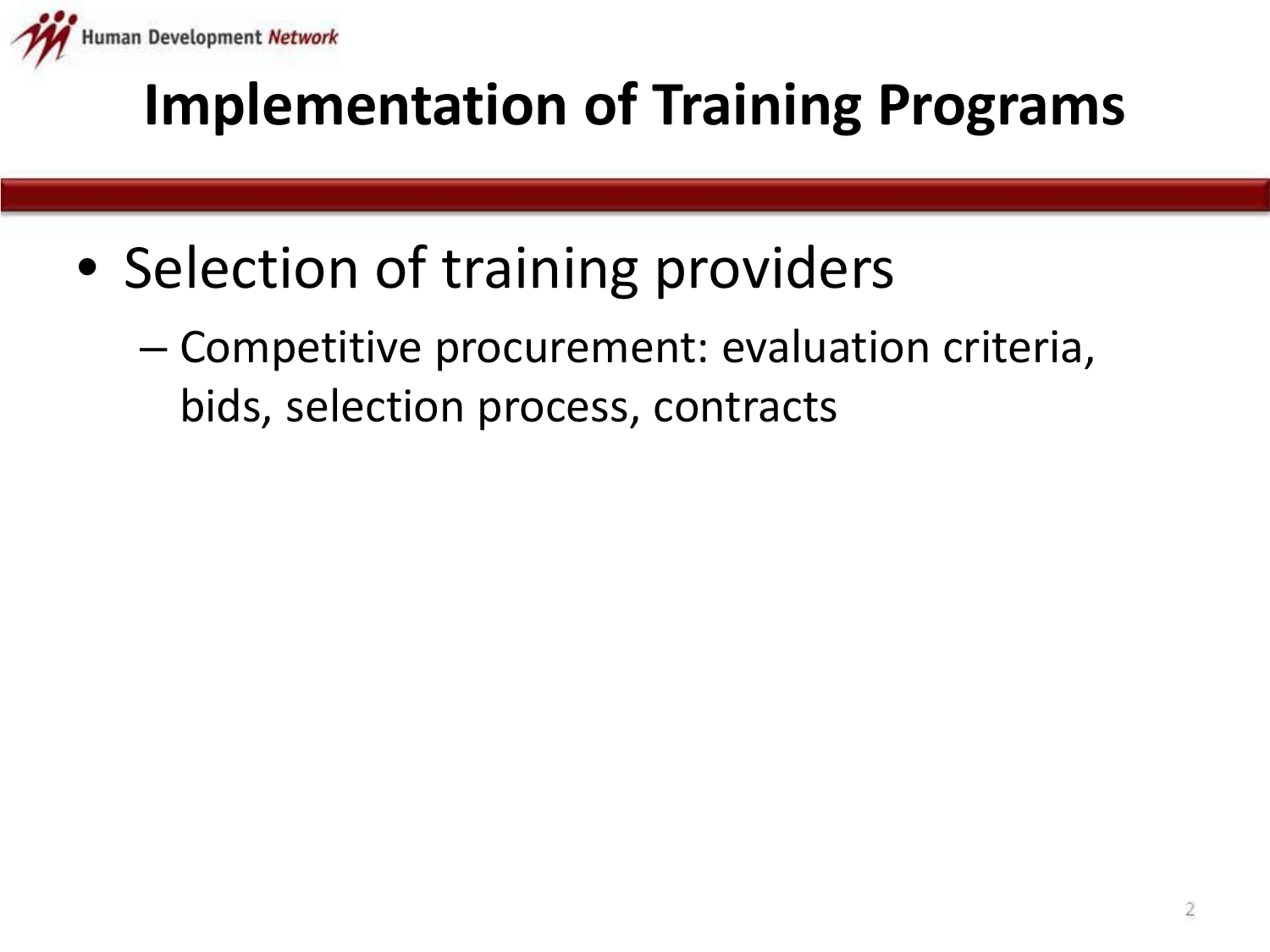# Implementation of Training Programs

- Selection of training providers
  - Competitive procurement: evaluation criteria, bids, selection process, contracts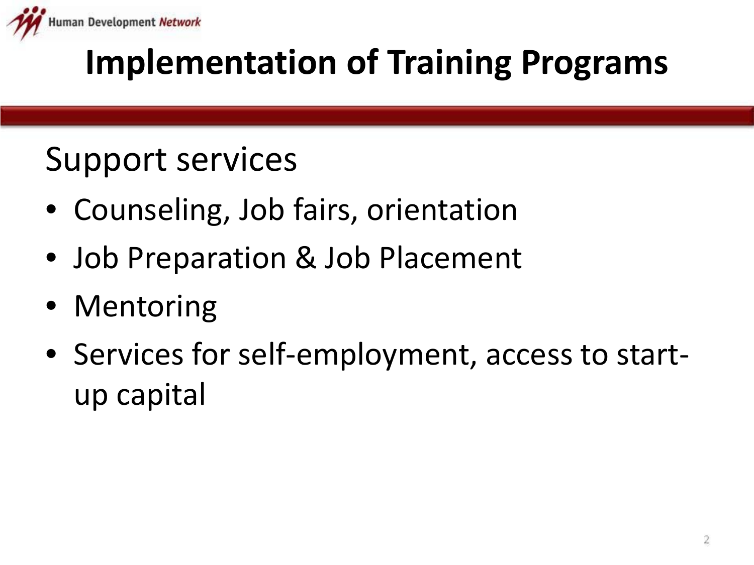# Implementation of Training Programs

## Support services

- Counseling, Job fairs, orientation
- Job Preparation & Job Placement
- Mentoring
- Services for self-employment, access to start-up capital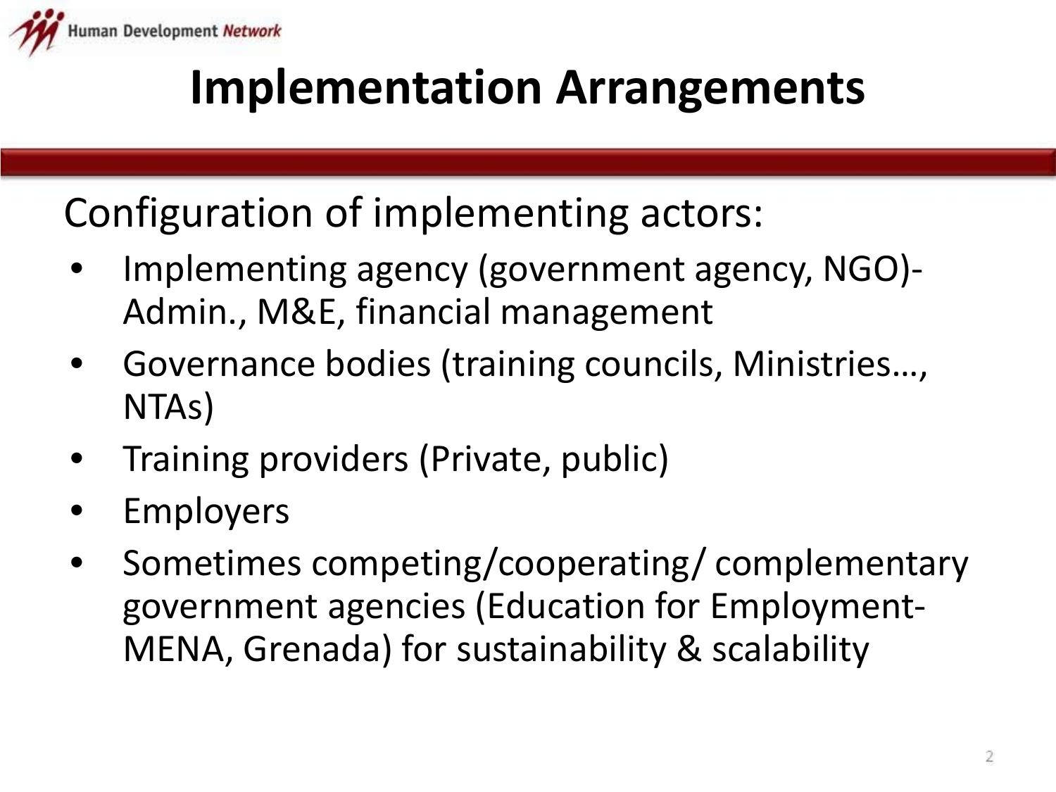# Implementation Arrangements

Configuration of implementing actors:

- Implementing agency (government agency, NGO)- Admin., M&E, financial management
- Governance bodies (training councils, Ministries…, NTAs)
- Training providers (Private, public)
- Employers
- Sometimes competing/cooperating/ complementary government agencies (Education for Employment-MENA, Grenada) for sustainability & scalability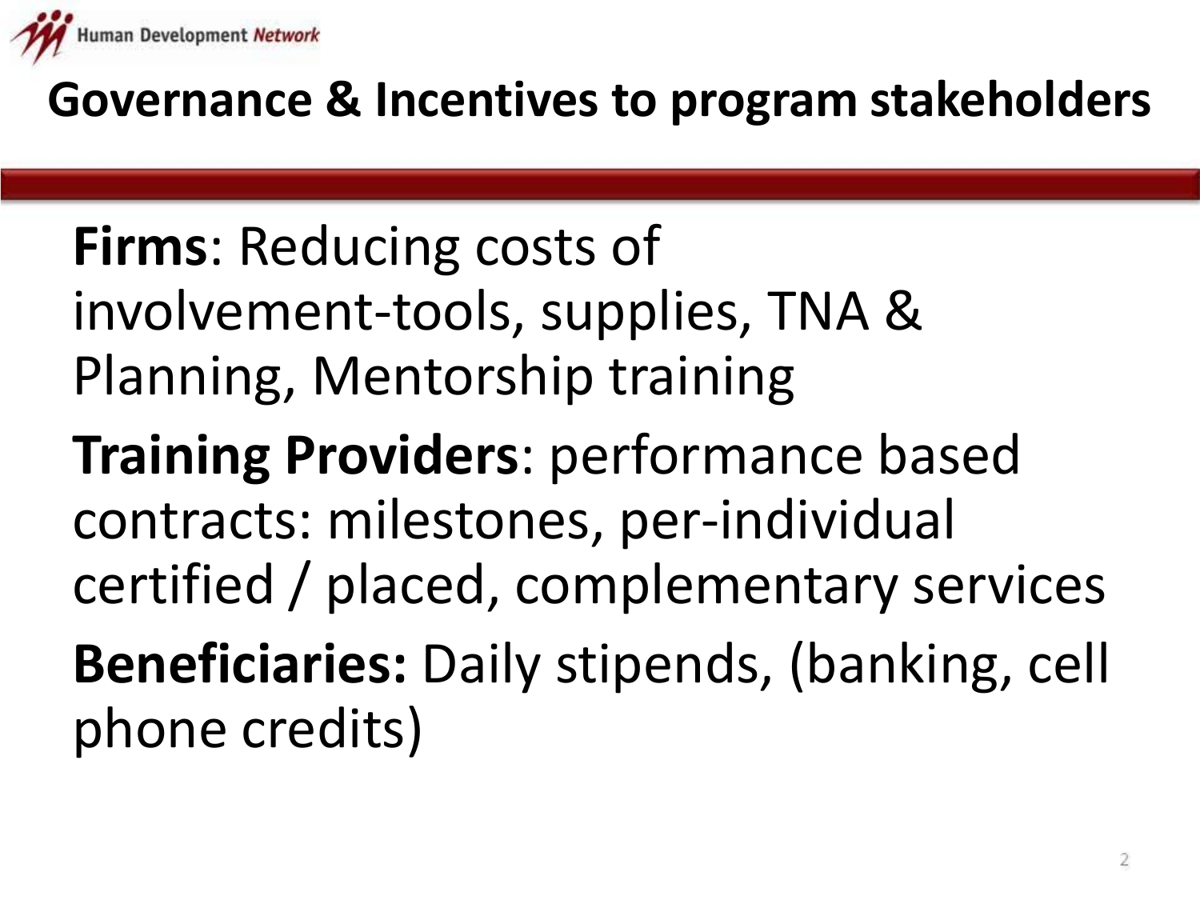# Governance & Incentives to program stakeholders

**Firms**: Reducing costs of involvement-tools, supplies, TNA & Planning, Mentorship training

**Training Providers**: performance based contracts: milestones, per-individual certified / placed, complementary services

**Beneficiaries:** Daily stipends, (banking, cell phone credits)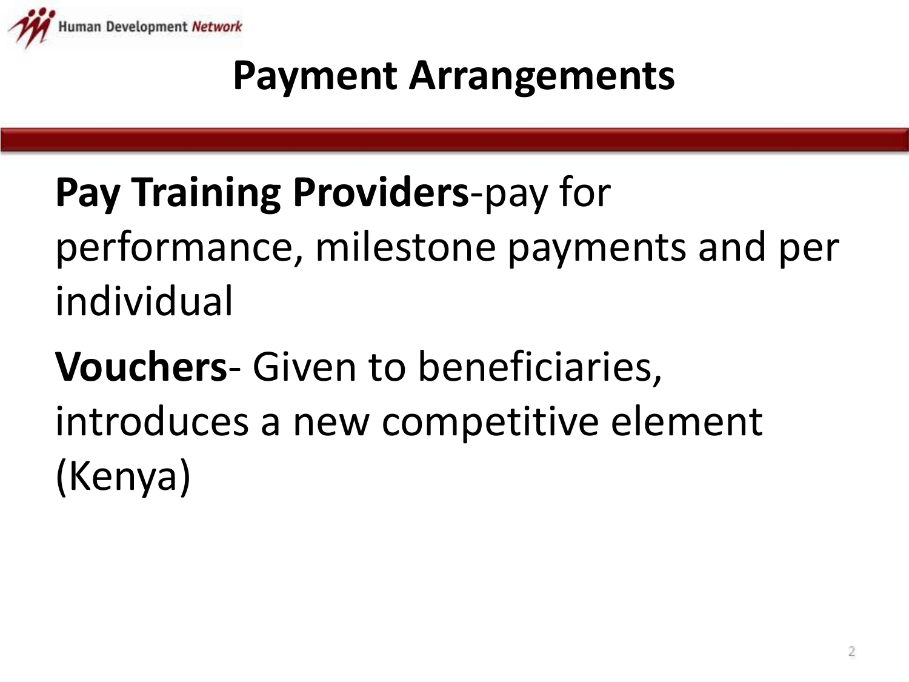# Payment Arrangements

**Pay Training Providers**-pay for performance, milestone payments and per individual

**Vouchers**- Given to beneficiaries, introduces a new competitive element (Kenya)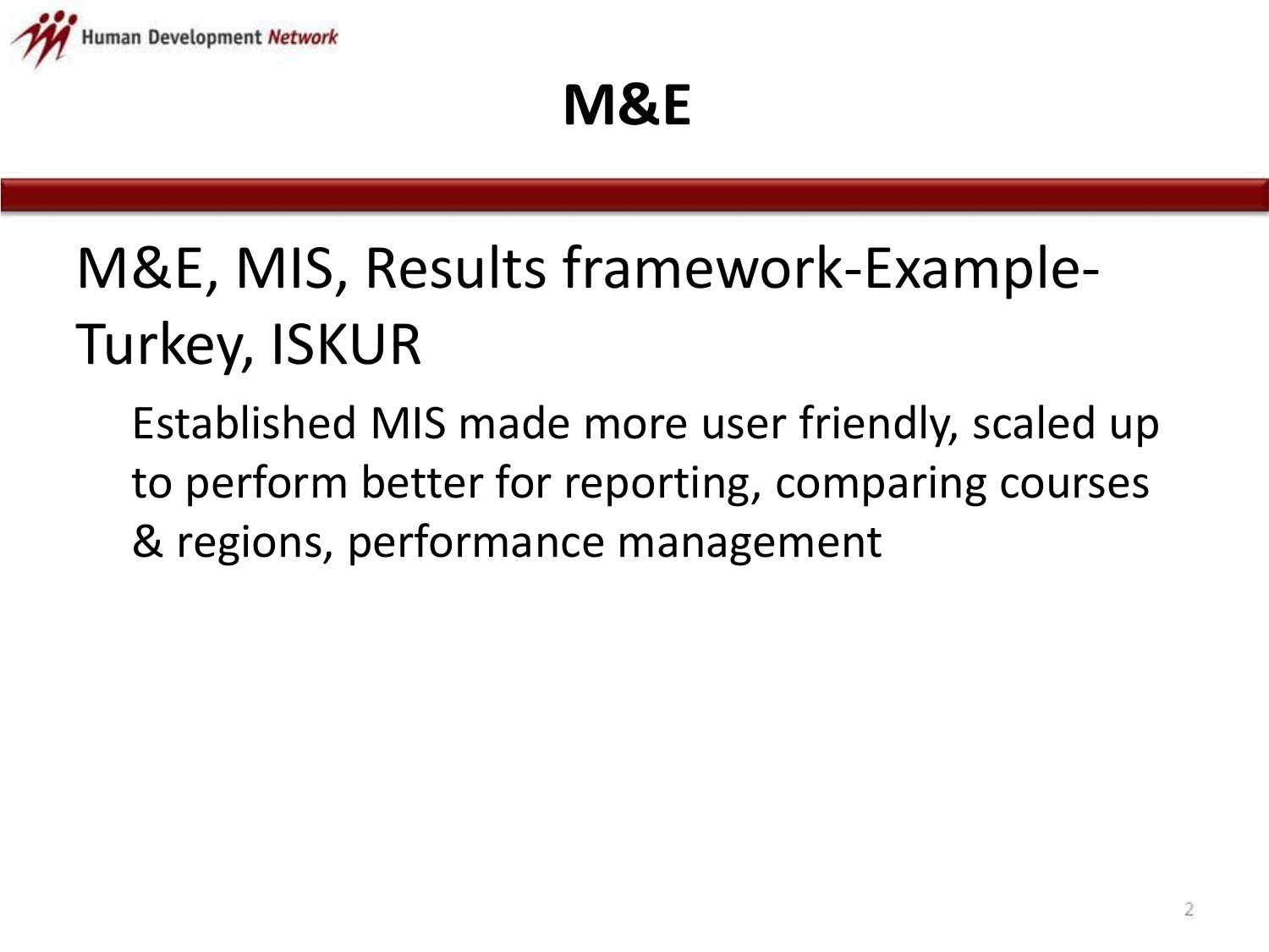# M&E

## M&E, MIS, Results framework-Example-Turkey, ISKUR

Established MIS made more user friendly, scaled up to perform better for reporting, comparing courses & regions, performance management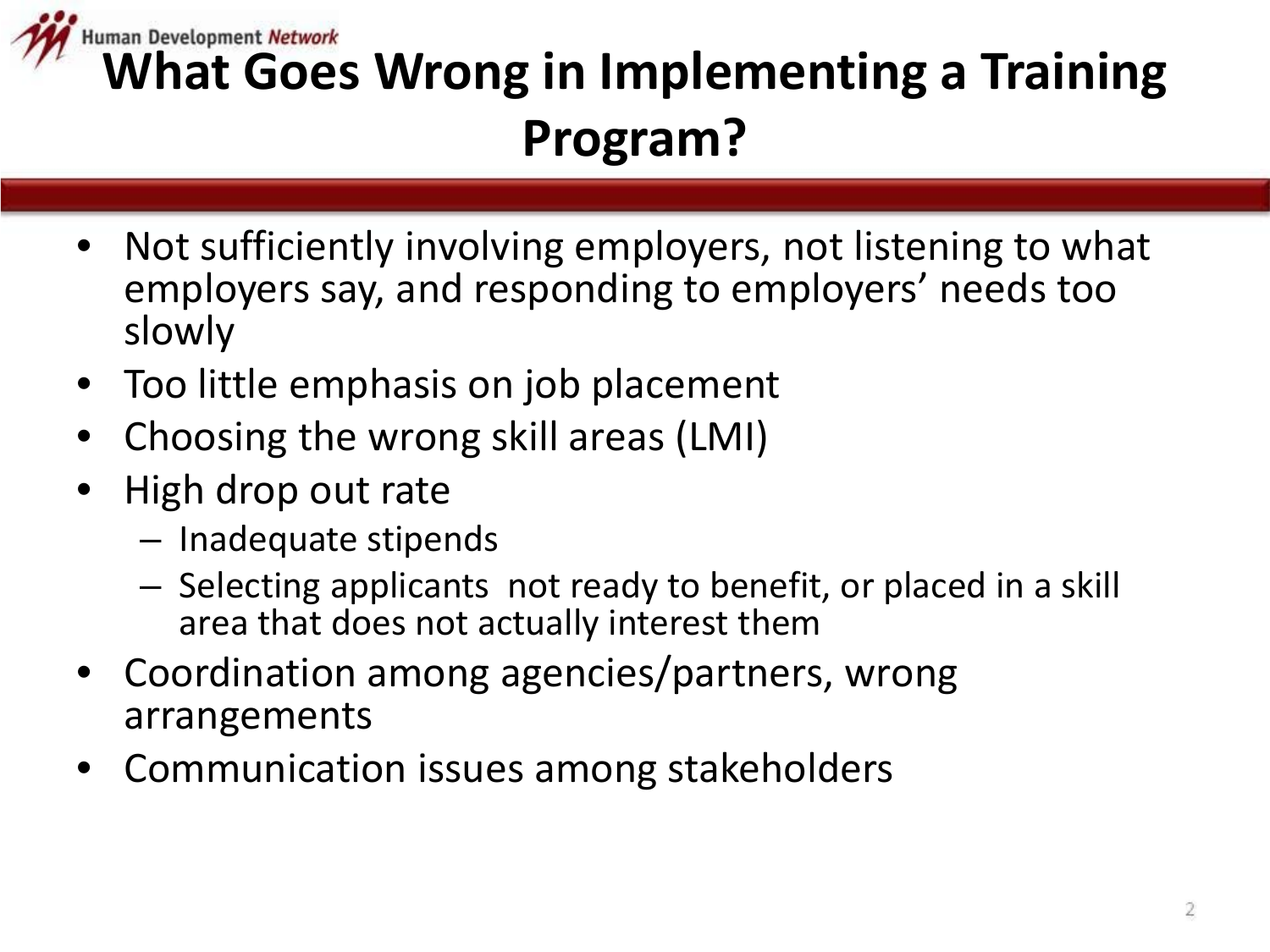# What Goes Wrong in Implementing a Training Program?

- Not sufficiently involving employers, not listening to what employers say, and responding to employers' needs too slowly
- Too little emphasis on job placement
- Choosing the wrong skill areas (LMI)
- High drop out rate
  - Inadequate stipends
  - Selecting applicants not ready to benefit, or placed in a skill area that does not actually interest them
- Coordination among agencies/partners, wrong arrangements
- Communication issues among stakeholders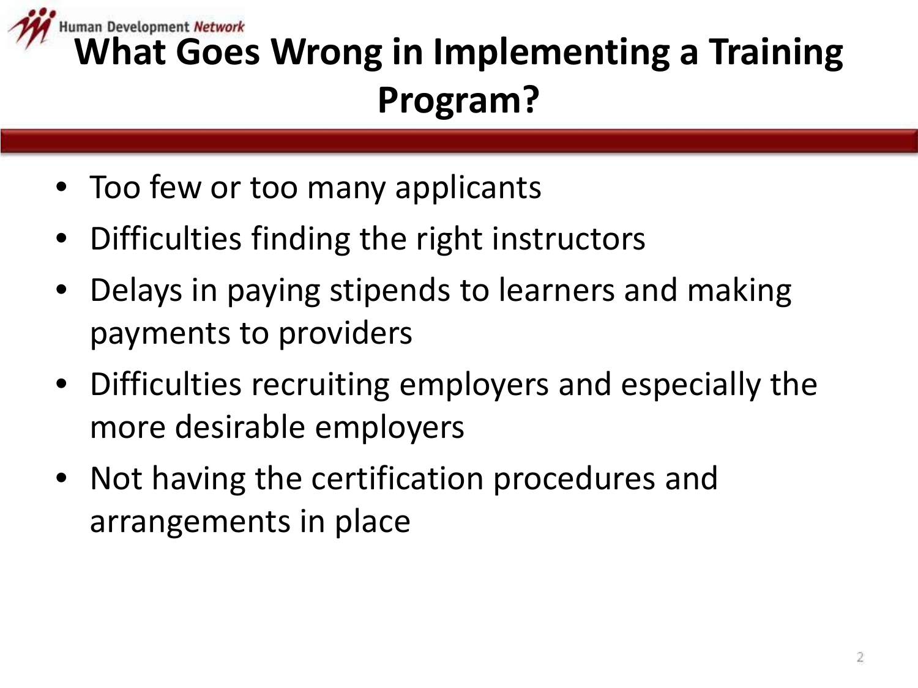# What Goes Wrong in Implementing a Training Program?

- Too few or too many applicants
- Difficulties finding the right instructors
- Delays in paying stipends to learners and making payments to providers
- Difficulties recruiting employers and especially the more desirable employers
- Not having the certification procedures and arrangements in place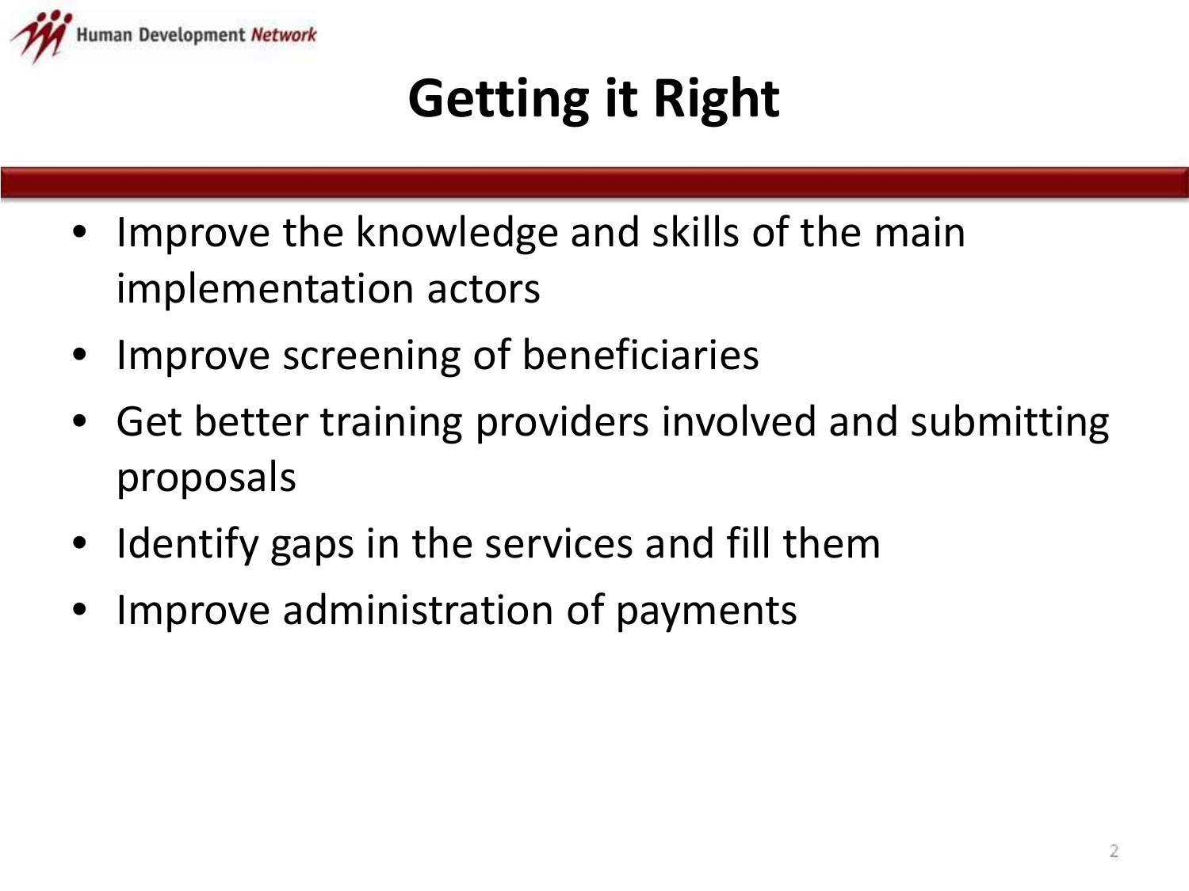# Getting it Right

- Improve the knowledge and skills of the main implementation actors
- Improve screening of beneficiaries
- Get better training providers involved and submitting proposals
- Identify gaps in the services and fill them
- Improve administration of payments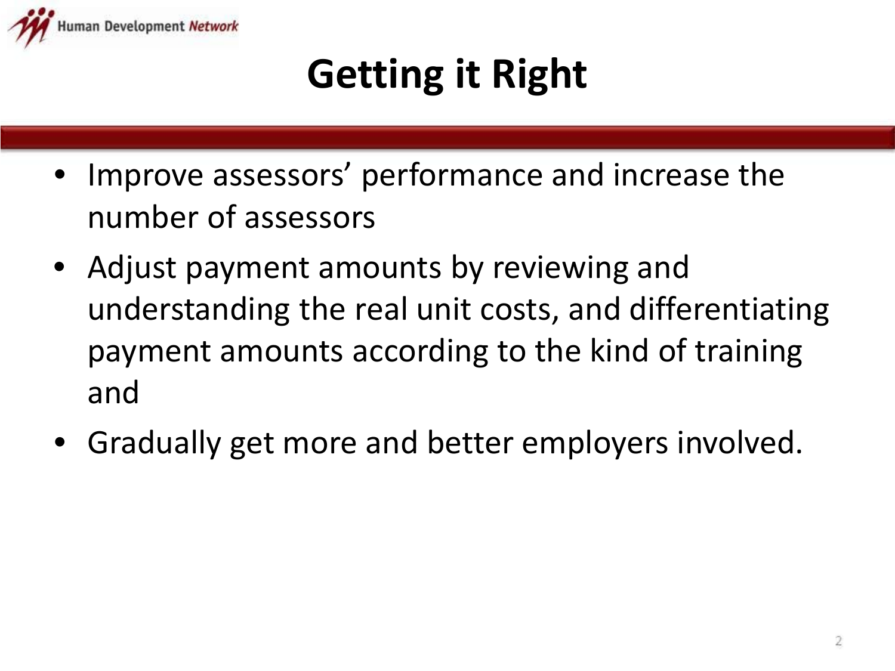# Getting it Right

- Improve assessors' performance and increase the number of assessors
- Adjust payment amounts by reviewing and understanding the real unit costs, and differentiating payment amounts according to the kind of training and
- Gradually get more and better employers involved.